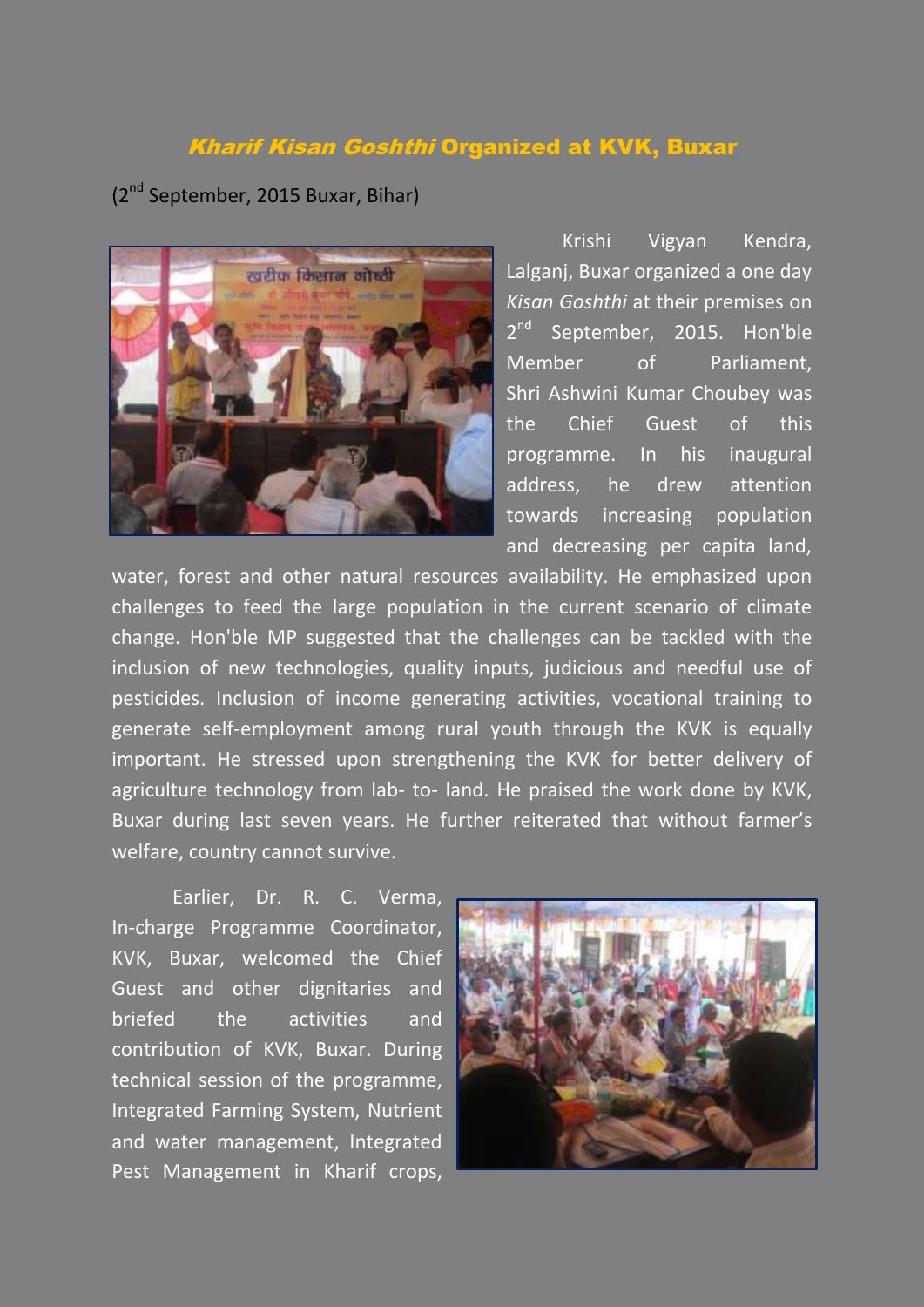## *Kharif Kisan Goshthi* Organized at KVK, Buxar

(2nd September, 2015 Buxar, Bihar)

Krishi Vigyan Kendra, Lalganj, Buxar organized a one day *Kisan Goshthi* at their premises on 2nd September, 2015. Hon'ble Member of Parliament, Shri Ashwini Kumar Choubey was the Chief Guest of this programme. In his inaugural address, he drew attention towards increasing population and decreasing per capita land, water, forest and other natural resources availability. He emphasized upon challenges to feed the large population in the current scenario of climate change. Hon'ble MP suggested that the challenges can be tackled with the inclusion of new technologies, quality inputs, judicious and needful use of pesticides. Inclusion of income generating activities, vocational training to generate self-employment among rural youth through the KVK is equally important. He stressed upon strengthening the KVK for better delivery of agriculture technology from lab- to- land. He praised the work done by KVK, Buxar during last seven years. He further reiterated that without farmer's welfare, country cannot survive.

Earlier, Dr. R. C. Verma, In-charge Programme Coordinator, KVK, Buxar, welcomed the Chief Guest and other dignitaries and briefed the activities and contribution of KVK, Buxar. During technical session of the programme, Integrated Farming System, Nutrient and water management, Integrated Pest Management in Kharif crops,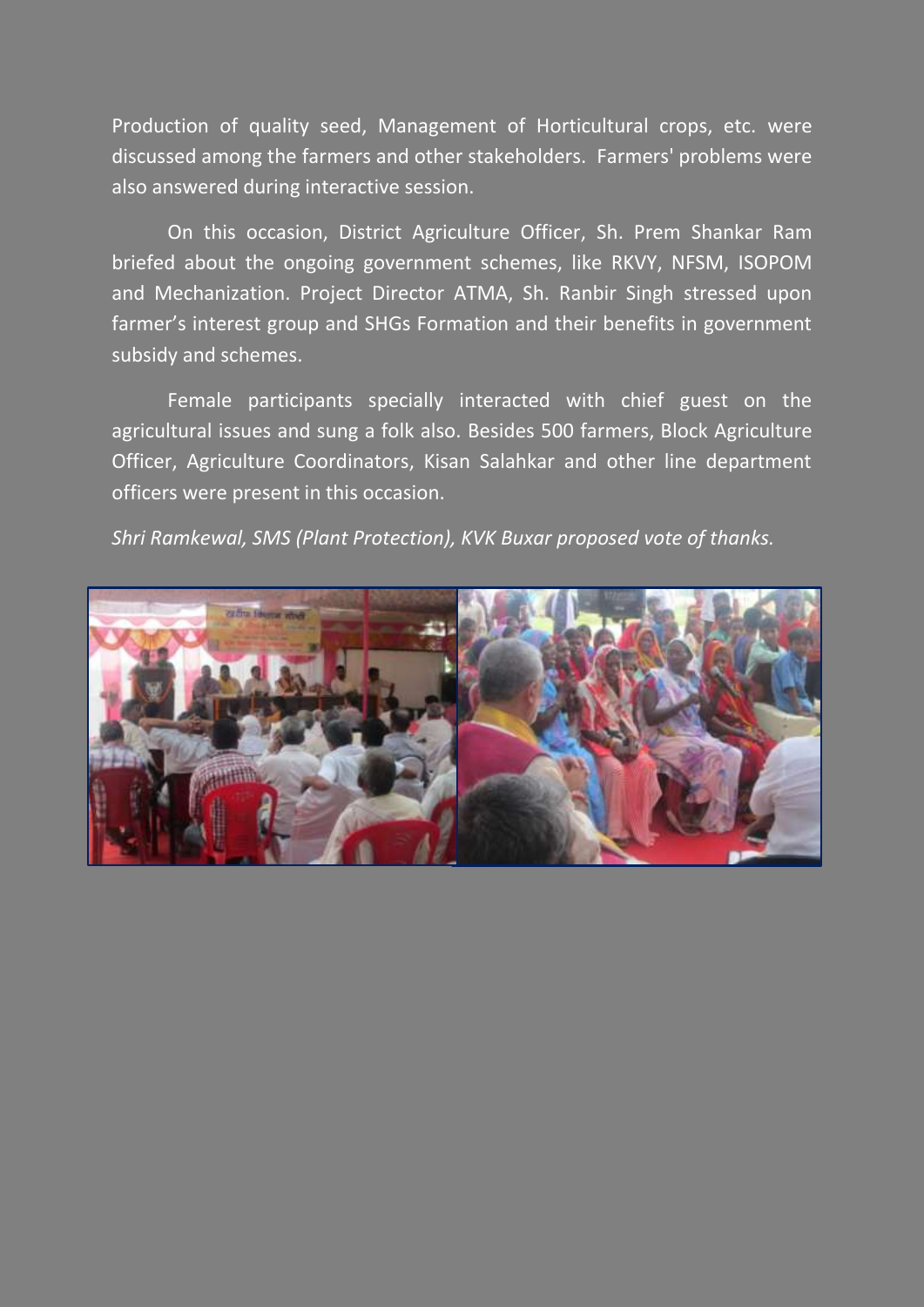Production of quality seed, Management of Horticultural crops, etc. were discussed among the farmers and other stakeholders. Farmers' problems were also answered during interactive session.

On this occasion, District Agriculture Officer, Sh. Prem Shankar Ram briefed about the ongoing government schemes, like RKVY, NFSM, ISOPOM and Mechanization. Project Director ATMA, Sh. Ranbir Singh stressed upon farmer's interest group and SHGs Formation and their benefits in government subsidy and schemes.

Female participants specially interacted with chief guest on the agricultural issues and sung a folk also. Besides 500 farmers, Block Agriculture Officer, Agriculture Coordinators, Kisan Salahkar and other line department officers were present in this occasion.

*Shri Ramkewal, SMS (Plant Protection), KVK Buxar proposed vote of thanks.*